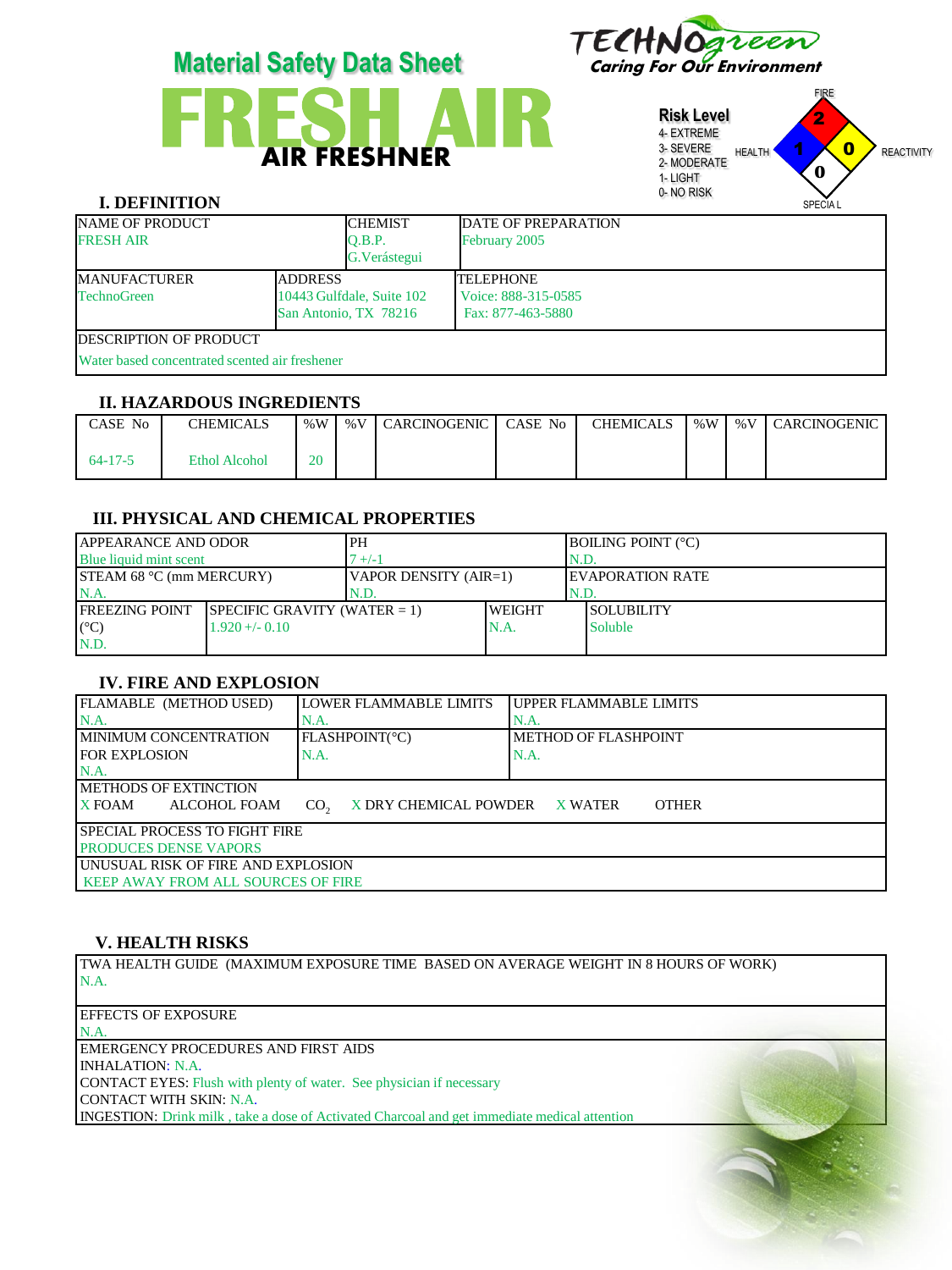# Material Safety Data Sheet

# FRESH AIR

## AIR FRESHNER

TECHNOgreen
Caring For Our Environment

**Risk Level**
4- EXTREME
3- SEVERE
2- MODERATE
1- LIGHT
0- NO RISK

FIRE: 2
HEALTH: 1
REACTIVITY: 0
SPECIAL: 0

## I. DEFINITION

| NAME OF PRODUCT | CHEMIST | DATE OF PREPARATION |
|---|---|---|
| FRESH AIR | Q.B.P. G.Verástegui | February 2005 |

| MANUFACTURER | ADDRESS | TELEPHONE |
|---|---|---|
| TechnoGreen | 10443 Gulfdale, Suite 102 San Antonio, TX 78216 | Voice: 888-315-0585 Fax: 877-463-5880 |

DESCRIPTION OF PRODUCT
Water based concentrated scented air freshener

## II. HAZARDOUS INGREDIENTS

| CASE No | CHEMICALS | %W | %V | CARCINOGENIC | CASE No | CHEMICALS | %W | %V | CARCINOGENIC |
|---|---|---|---|---|---|---|---|---|---|
| 64-17-5 | Ethol Alcohol | 20 | | | | | | | |

## III. PHYSICAL AND CHEMICAL PROPERTIES

| APPEARANCE AND ODOR | PH | BOILING POINT (°C) |
|---|---|---|
| Blue liquid mint scent | 7 +/-1 | N.D. |
| STEAM 68 °C (mm MERCURY) | VAPOR DENSITY (AIR=1) | EVAPORATION RATE |
| N.A. | N.D. | N.D. |

| FREEZING POINT (°C) | SPECIFIC GRAVITY (WATER = 1) | WEIGHT | SOLUBILITY |
|---|---|---|---|
| N.D. | 1.920 +/- 0.10 | N.A. | Soluble |

## IV. FIRE AND EXPLOSION

| FLAMABLE (METHOD USED) | LOWER FLAMMABLE LIMITS | UPPER FLAMMABLE LIMITS |
|---|---|---|
| N.A. | N.A. | N.A. |
| MINIMUM CONCENTRATION FOR EXPLOSION | FLASHPOINT(°C) | METHOD OF FLASHPOINT |
| N.A. | N.A. | N.A. |

METHODS OF EXTINCTION
X FOAM ALCOHOL FOAM $CO_2$ X DRY CHEMICAL POWDER X WATER OTHER

SPECIAL PROCESS TO FIGHT FIRE
PRODUCES DENSE VAPORS

UNUSUAL RISK OF FIRE AND EXPLOSION
KEEP AWAY FROM ALL SOURCES OF FIRE

## V. HEALTH RISKS

TWA HEALTH GUIDE (MAXIMUM EXPOSURE TIME BASED ON AVERAGE WEIGHT IN 8 HOURS OF WORK)
N.A.

EFFECTS OF EXPOSURE
N.A.

EMERGENCY PROCEDURES AND FIRST AIDS
INHALATION: N.A.
CONTACT EYES: Flush with plenty of water. See physician if necessary
CONTACT WITH SKIN: N.A.
INGESTION: Drink milk , take a dose of Activated Charcoal and get immediate medical attention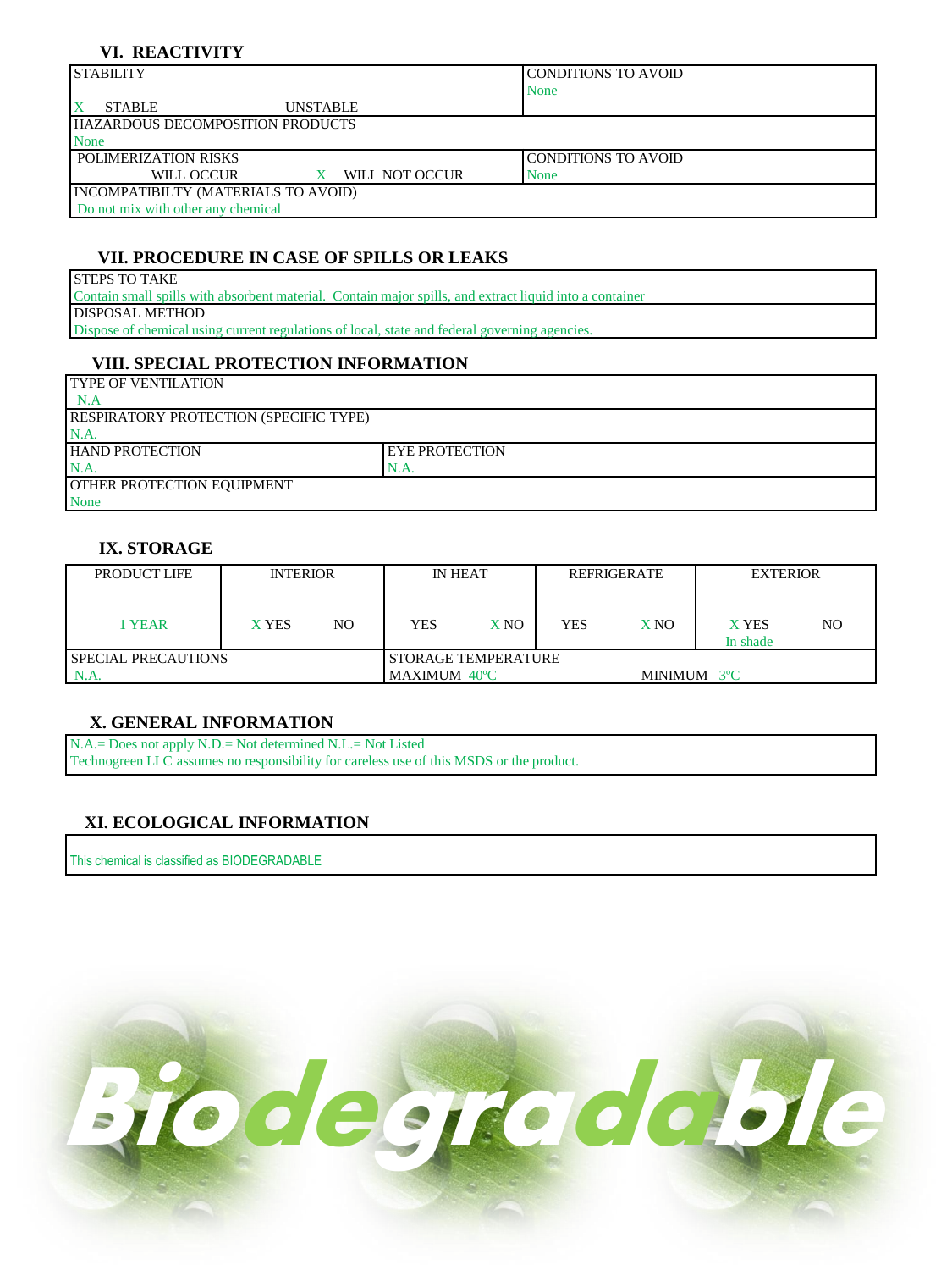## VI. REACTIVITY

| | |
|---|---|
| STABILITY<br>X STABLE UNSTABLE | CONDITIONS TO AVOID<br>None |
| HAZARDOUS DECOMPOSITION PRODUCTS<br>None | |
| POLIMERIZATION RISKS<br>WILL OCCUR X WILL NOT OCCUR | CONDITIONS TO AVOID<br>None |
| INCOMPATIBILTY (MATERIALS TO AVOID)<br>Do not mix with other any chemical | |

## VII. PROCEDURE IN CASE OF SPILLS OR LEAKS

| |
|---|
| STEPS TO TAKE<br>Contain small spills with absorbent material. Contain major spills, and extract liquid into a container |
| DISPOSAL METHOD<br>Dispose of chemical using current regulations of local, state and federal governing agencies. |

## VIII. SPECIAL PROTECTION INFORMATION

| | |
|---|---|
| TYPE OF VENTILATION<br>N.A | |
| RESPIRATORY PROTECTION (SPECIFIC TYPE)<br>N.A. | |
| HAND PROTECTION<br>N.A. | EYE PROTECTION<br>N.A. |
| OTHER PROTECTION EQUIPMENT<br>None | |

## IX. STORAGE

| PRODUCT LIFE | INTERIOR | | IN HEAT | | REFRIGERATE | | EXTERIOR | |
|---|---|---|---|---|---|---|---|---|
| 1 YEAR | X YES | NO | YES | X NO | YES | X NO | X YES<br>In shade | NO |
| SPECIAL PRECAUTIONS<br>N.A. | | | STORAGE TEMPERATURE<br>MAXIMUM 40ºC | | | MINIMUM 3ºC | | |

## X. GENERAL INFORMATION

N.A.= Does not apply N.D.= Not determined N.L.= Not Listed
Technogreen LLC assumes no responsibility for careless use of this MSDS or the product.

## XI. ECOLOGICAL INFORMATION

This chemical is classified as BIODEGRADABLE

Biodegradable